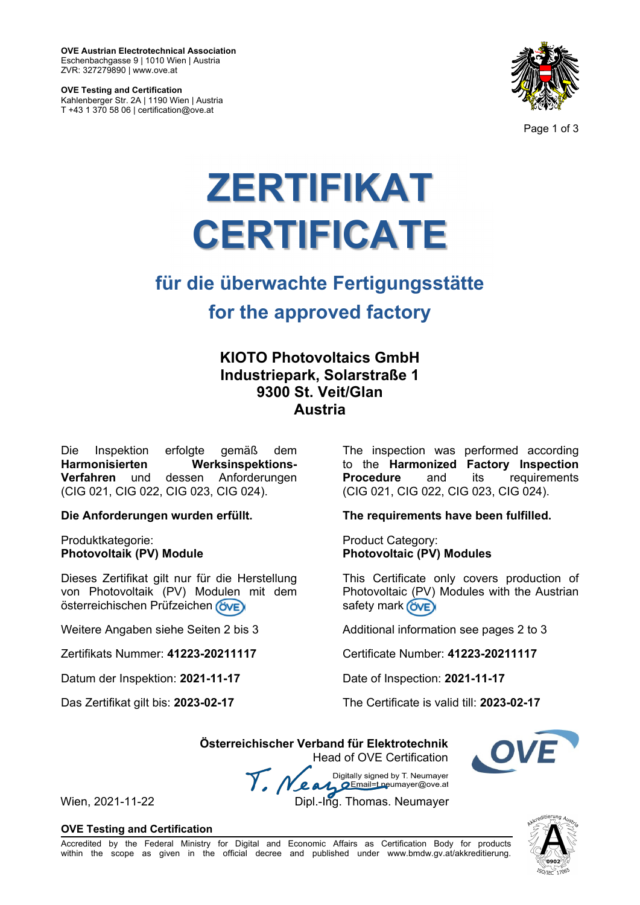**OVE Austrian Electrotechnical Association**
Eschenbachgasse 9 | 1010 Wien | Austria
ZVR: 327279890 | www.ove.at

**OVE Testing and Certification**
Kahlenberger Str. 2A | 1190 Wien | Austria
T +43 1 370 58 06 | certification@ove.at

# ZERTIFIKAT
# CERTIFICATE

## für die überwachte Fertigungsstätte
## for the approved factory

**KIOTO Photovoltaics GmbH**
**Industriepark, Solarstraße 1**
**9300 St. Veit/Glan**
**Austria**

Die Inspektion erfolgte gemäß dem **Harmonisierten Werksinspektions-Verfahren** und dessen Anforderungen (CIG 021, CIG 022, CIG 023, CIG 024).

**Die Anforderungen wurden erfüllt.**

Produktkategorie:
**Photovoltaik (PV) Module**

Dieses Zertifikat gilt nur für die Herstellung von Photovoltaik (PV) Modulen mit dem österreichischen Prüfzeichen ÖVE

Weitere Angaben siehe Seiten 2 bis 3

Zertifikats Nummer: **41223-20211117**

Datum der Inspektion: **2021-11-17**

Das Zertifikat gilt bis: **2023-02-17**

The inspection was performed according to the **Harmonized Factory Inspection Procedure** and its requirements (CIG 021, CIG 022, CIG 023, CIG 024).

**The requirements have been fulfilled.**

Product Category:
**Photovoltaic (PV) Modules**

This Certificate only covers production of Photovoltaic (PV) Modules with the Austrian safety mark ÖVE

Additional information see pages 2 to 3

Certificate Number: **41223-20211117**

Date of Inspection: **2021-11-17**

The Certificate is valid till: **2023-02-17**

**Österreichischer Verband für Elektrotechnik**
Head of OVE Certification

Digitally signed by T. Neumayer
Email=t.neumayer@ove.at

Wien, 2021-11-22

Dipl.-Ing. Thomas. Neumayer

**OVE Testing and Certification**

Accredited by the Federal Ministry for Digital and Economic Affairs as Certification Body for products within the scope as given in the official decree and published under www.bmdw.gv.at/akkreditierung.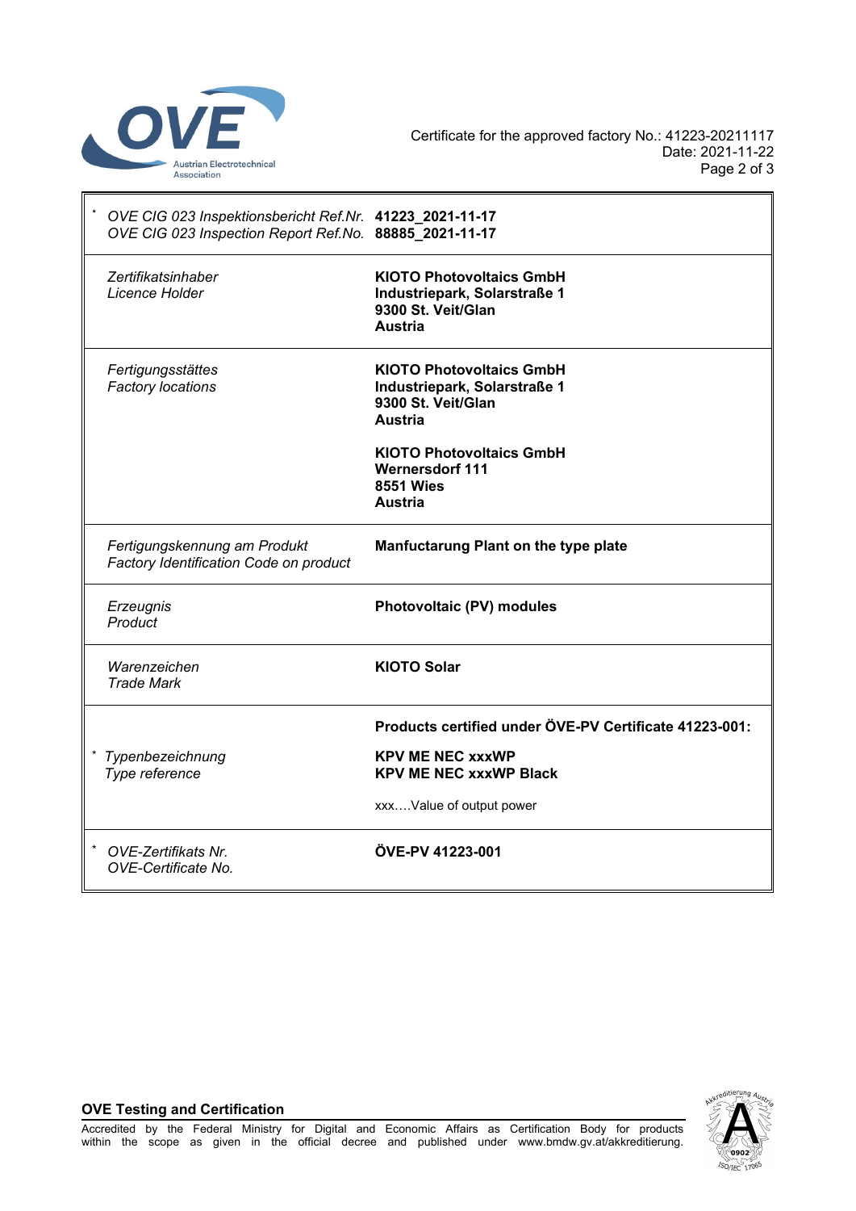Certificate for the approved factory No.: 41223-20211117
Date: 2021-11-22

| | |
|---|---|
| * *OVE CIG 023 Inspektionsbericht Ref.Nr.*<br>*OVE CIG 023 Inspection Report Ref.No.* | **41223_2021-11-17**<br>**88885_2021-11-17** |
| *Zertifikatsinhaber*<br>*Licence Holder* | **KIOTO Photovoltaics GmbH**<br>**Industriepark, Solarstraße 1**<br>**9300 St. Veit/Glan**<br>**Austria** |
| *Fertigungsstättes*<br>*Factory locations* | **KIOTO Photovoltaics GmbH**<br>**Industriepark, Solarstraße 1**<br>**9300 St. Veit/Glan**<br>**Austria**<br><br>**KIOTO Photovoltaics GmbH**<br>**Wernersdorf 111**<br>**8551 Wies**<br>**Austria** |
| *Fertigungskennung am Produkt*<br>*Factory Identification Code on product* | **Manfuctarung Plant on the type plate** |
| *Erzeugnis*<br>*Product* | **Photovoltaic (PV) modules** |
| *Warenzeichen*<br>*Trade Mark* | **KIOTO Solar** |
| * *Typenbezeichnung*<br>*Type reference* | **Products certified under ÖVE-PV Certificate 41223-001:**<br><br>**KPV ME NEC xxxWP**<br>**KPV ME NEC xxxWP Black**<br><br>xxx….Value of output power |
| * *OVE-Zertifikats Nr.*<br>*OVE-Certificate No.* | **ÖVE-PV 41223-001** |

**OVE Testing and Certification**

Accredited by the Federal Ministry for Digital and Economic Affairs as Certification Body for products within the scope as given in the official decree and published under www.bmdw.gv.at/akkreditierung.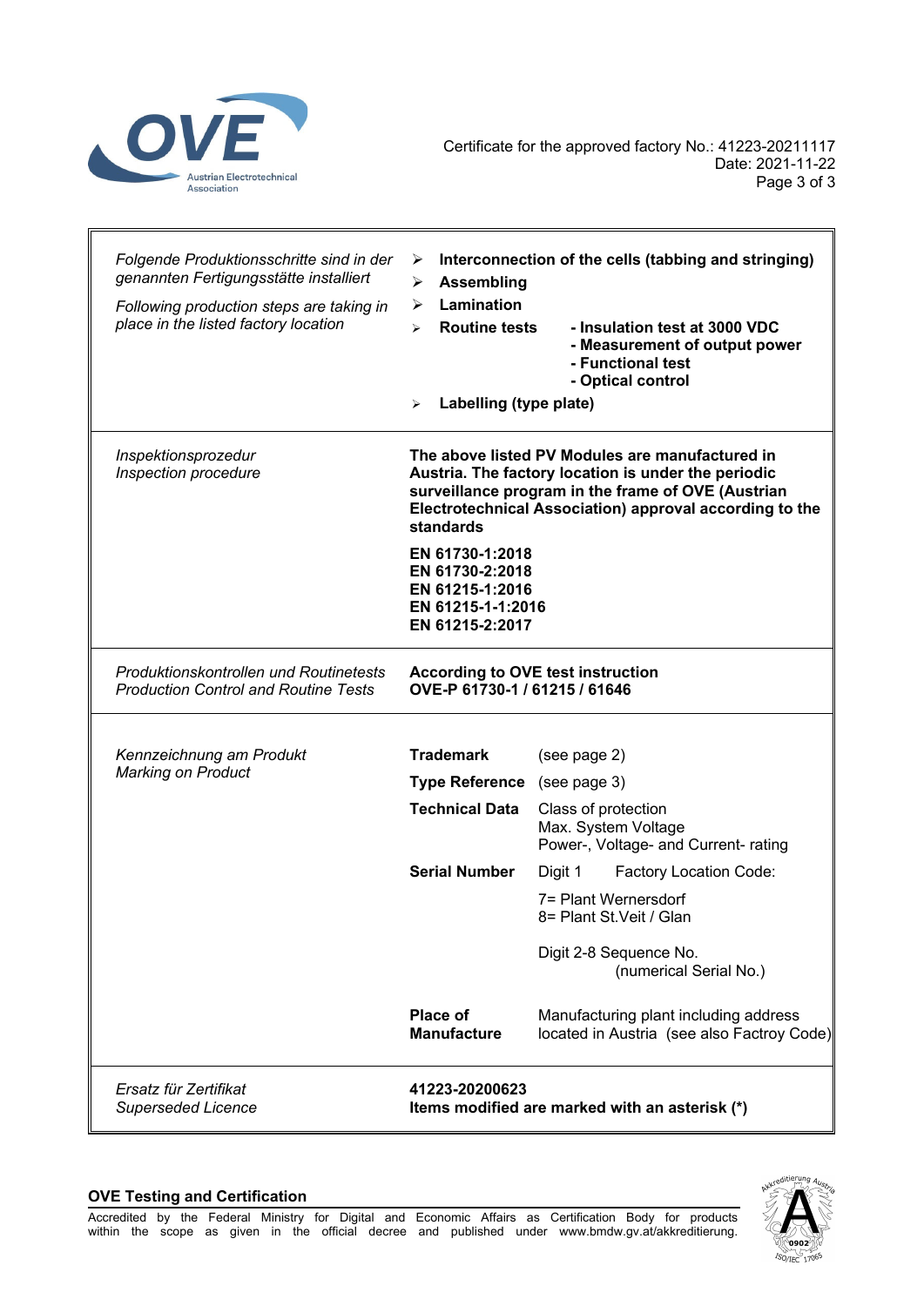Certificate for the approved factory No.: 41223-20211117
Date: 2021-11-22

| | |
|---|---|
| *Folgende Produktionsschritte sind in der genannten Fertigungsstätte installiert*<br><br>*Following production steps are taking in place in the listed factory location* | ➢ **Interconnection of the cells (tabbing and stringing)**<br>➢ **Assembling**<br>➢ **Lamination**<br>➢ **Routine tests** **- Insulation test at 3000 VDC** **- Measurement of output power** **- Functional test** **- Optical control**<br>➢ **Labelling (type plate)** |
| *Inspektionsprozedur*<br>*Inspection procedure* | **The above listed PV Modules are manufactured in Austria. The factory location is under the periodic surveillance program in the frame of OVE (Austrian Electrotechnical Association) approval according to the standards**<br><br>**EN 61730-1:2018**<br>**EN 61730-2:2018**<br>**EN 61215-1:2016**<br>**EN 61215-1-1:2016**<br>**EN 61215-2:2017** |
| *Produktionskontrollen und Routinetests*<br>*Production Control and Routine Tests* | **According to OVE test instruction**<br>**OVE-P 61730-1 / 61215 / 61646** |
| *Kennzeichnung am Produkt*<br>*Marking on Product* | **Trademark** (see page 2)<br>**Type Reference** (see page 3)<br>**Technical Data** Class of protection; Max. System Voltage; Power-, Voltage- and Current- rating<br>**Serial Number** Digit 1 Factory Location Code: 7= Plant Wernersdorf; 8= Plant St.Veit / Glan; Digit 2-8 Sequence No. (numerical Serial No.)<br>**Place of Manufacture** Manufacturing plant including address located in Austria (see also Factroy Code) |
| *Ersatz für Zertifikat*<br>*Superseded Licence* | **41223-20200623**<br>**Items modified are marked with an asterisk (*)** |

**OVE Testing and Certification**

Accredited by the Federal Ministry for Digital and Economic Affairs as Certification Body for products within the scope as given in the official decree and published under www.bmdw.gv.at/akkreditierung.